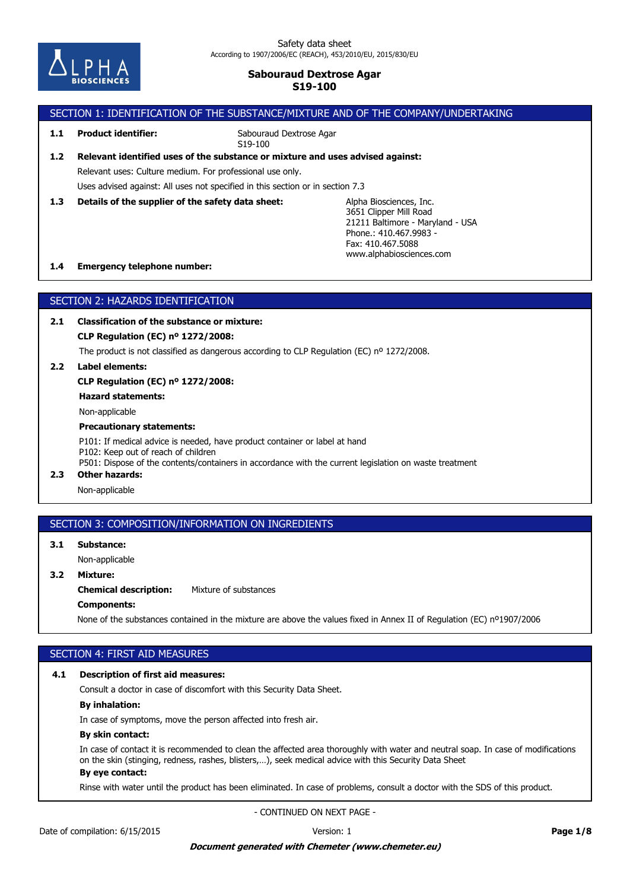Safety data sheet
According to 1907/2006/EC (REACH), 453/2010/EU, 2015/830/EU

**Sabouraud Dextrose Agar**
**S19-100**

## SECTION 1: IDENTIFICATION OF THE SUBSTANCE/MIXTURE AND OF THE COMPANY/UNDERTAKING

**1.1 Product identifier:** Sabouraud Dextrose Agar
S19-100

**1.2 Relevant identified uses of the substance or mixture and uses advised against:**

Relevant uses: Culture medium. For professional use only.

Uses advised against: All uses not specified in this section or in section 7.3

**1.3 Details of the supplier of the safety data sheet:**

Alpha Biosciences, Inc.
3651 Clipper Mill Road
21211 Baltimore - Maryland - USA
Phone.: 410.467.9983 -
Fax: 410.467.5088
www.alphabiosciences.com

**1.4 Emergency telephone number:**

## SECTION 2: HAZARDS IDENTIFICATION

**2.1 Classification of the substance or mixture:**

**CLP Regulation (EC) nº 1272/2008:**

The product is not classified as dangerous according to CLP Regulation (EC) nº 1272/2008.

**2.2 Label elements:**

**CLP Regulation (EC) nº 1272/2008:**

**Hazard statements:**

Non-applicable

**Precautionary statements:**

P101: If medical advice is needed, have product container or label at hand
P102: Keep out of reach of children
P501: Dispose of the contents/containers in accordance with the current legislation on waste treatment

**2.3 Other hazards:**

Non-applicable

## SECTION 3: COMPOSITION/INFORMATION ON INGREDIENTS

**3.1 Substance:**

Non-applicable

**3.2 Mixture:**

**Chemical description:** Mixture of substances

**Components:**

None of the substances contained in the mixture are above the values fixed in Annex II of Regulation (EC) nº1907/2006

## SECTION 4: FIRST AID MEASURES

**4.1 Description of first aid measures:**

Consult a doctor in case of discomfort with this Security Data Sheet.

**By inhalation:**

In case of symptoms, move the person affected into fresh air.

**By skin contact:**

In case of contact it is recommended to clean the affected area thoroughly with water and neutral soap. In case of modifications on the skin (stinging, redness, rashes, blisters,…), seek medical advice with this Security Data Sheet

**By eye contact:**

Rinse with water until the product has been eliminated. In case of problems, consult a doctor with the SDS of this product.

- CONTINUED ON NEXT PAGE -

Date of compilation: 6/15/2015 Version: 1

***Document generated with Chemeter (www.chemeter.eu)***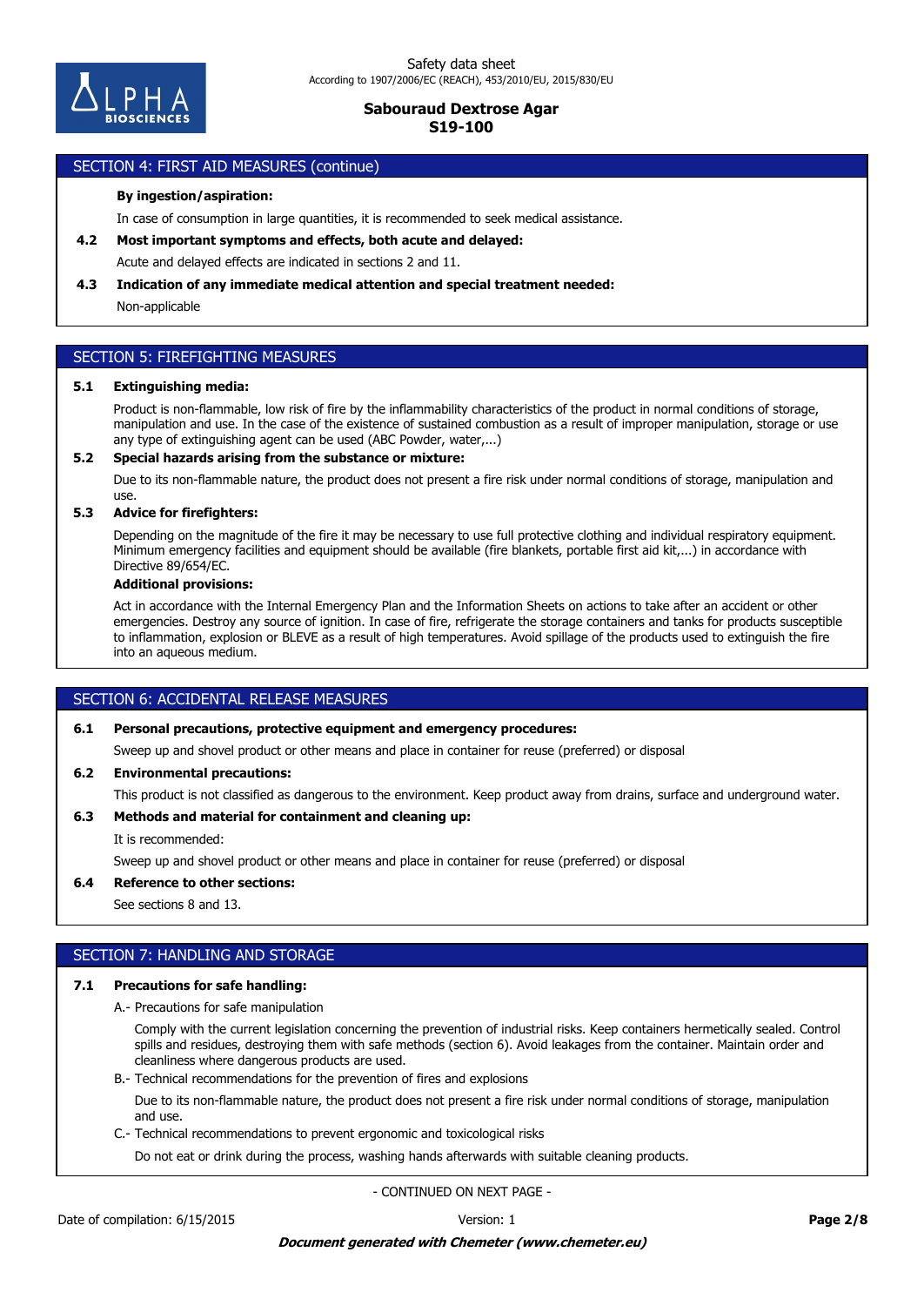## SECTION 4: FIRST AID MEASURES (continue)

**By ingestion/aspiration:**

In case of consumption in large quantities, it is recommended to seek medical assistance.

**4.2 Most important symptoms and effects, both acute and delayed:**

Acute and delayed effects are indicated in sections 2 and 11.

**4.3 Indication of any immediate medical attention and special treatment needed:**

Non-applicable

## SECTION 5: FIREFIGHTING MEASURES

**5.1 Extinguishing media:**

Product is non-flammable, low risk of fire by the inflammability characteristics of the product in normal conditions of storage, manipulation and use. In the case of the existence of sustained combustion as a result of improper manipulation, storage or use any type of extinguishing agent can be used (ABC Powder, water,...)

**5.2 Special hazards arising from the substance or mixture:**

Due to its non-flammable nature, the product does not present a fire risk under normal conditions of storage, manipulation and use.

**5.3 Advice for firefighters:**

Depending on the magnitude of the fire it may be necessary to use full protective clothing and individual respiratory equipment. Minimum emergency facilities and equipment should be available (fire blankets, portable first aid kit,...) in accordance with Directive 89/654/EC.

**Additional provisions:**

Act in accordance with the Internal Emergency Plan and the Information Sheets on actions to take after an accident or other emergencies. Destroy any source of ignition. In case of fire, refrigerate the storage containers and tanks for products susceptible to inflammation, explosion or BLEVE as a result of high temperatures. Avoid spillage of the products used to extinguish the fire into an aqueous medium.

## SECTION 6: ACCIDENTAL RELEASE MEASURES

**6.1 Personal precautions, protective equipment and emergency procedures:**

Sweep up and shovel product or other means and place in container for reuse (preferred) or disposal

**6.2 Environmental precautions:**

This product is not classified as dangerous to the environment. Keep product away from drains, surface and underground water.

**6.3 Methods and material for containment and cleaning up:**

It is recommended:

Sweep up and shovel product or other means and place in container for reuse (preferred) or disposal

**6.4 Reference to other sections:**

See sections 8 and 13.

## SECTION 7: HANDLING AND STORAGE

**7.1 Precautions for safe handling:**

A.- Precautions for safe manipulation

Comply with the current legislation concerning the prevention of industrial risks. Keep containers hermetically sealed. Control spills and residues, destroying them with safe methods (section 6). Avoid leakages from the container. Maintain order and cleanliness where dangerous products are used.

B.- Technical recommendations for the prevention of fires and explosions

Due to its non-flammable nature, the product does not present a fire risk under normal conditions of storage, manipulation and use.

C.- Technical recommendations to prevent ergonomic and toxicological risks

Do not eat or drink during the process, washing hands afterwards with suitable cleaning products.

- CONTINUED ON NEXT PAGE -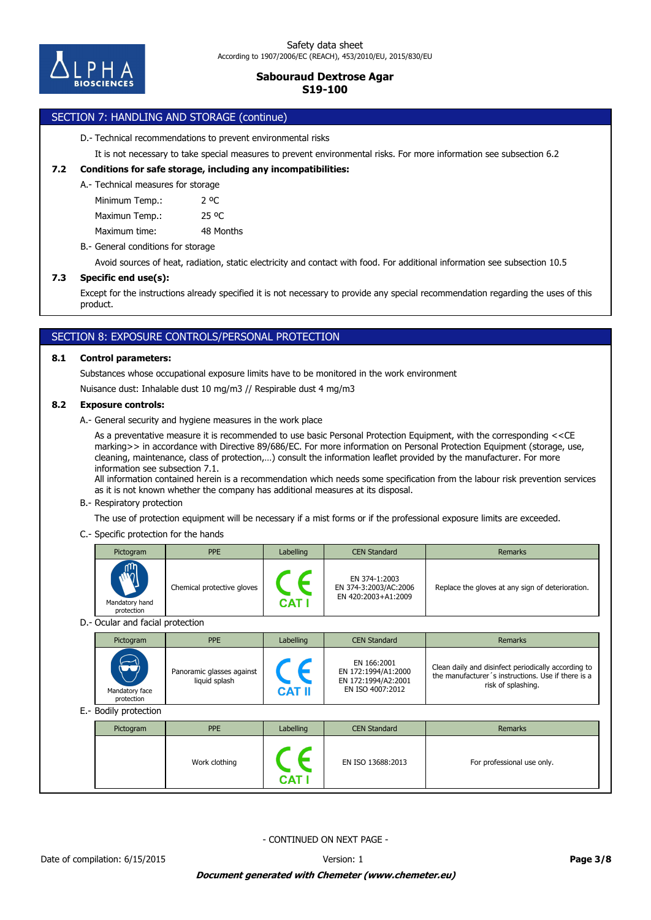## SECTION 7: HANDLING AND STORAGE (continue)

D.- Technical recommendations to prevent environmental risks

It is not necessary to take special measures to prevent environmental risks. For more information see subsection 6.2

**7.2 Conditions for safe storage, including any incompatibilities:**

A.- Technical measures for storage

| | |
|---|---|
| Minimum Temp.: | 2 ºC |
| Maximun Temp.: | 25 ºC |
| Maximum time: | 48 Months |

B.- General conditions for storage

Avoid sources of heat, radiation, static electricity and contact with food. For additional information see subsection 10.5

**7.3 Specific end use(s):**

Except for the instructions already specified it is not necessary to provide any special recommendation regarding the uses of this product.

## SECTION 8: EXPOSURE CONTROLS/PERSONAL PROTECTION

**8.1 Control parameters:**

Substances whose occupational exposure limits have to be monitored in the work environment

Nuisance dust: Inhalable dust 10 mg/m3 // Respirable dust 4 mg/m3

**8.2 Exposure controls:**

A.- General security and hygiene measures in the work place

As a preventative measure it is recommended to use basic Personal Protection Equipment, with the corresponding <<CE marking>> in accordance with Directive 89/686/EC. For more information on Personal Protection Equipment (storage, use, cleaning, maintenance, class of protection,…) consult the information leaflet provided by the manufacturer. For more information see subsection 7.1.
All information contained herein is a recommendation which needs some specification from the labour risk prevention services as it is not known whether the company has additional measures at its disposal.

B.- Respiratory protection

The use of protection equipment will be necessary if a mist forms or if the professional exposure limits are exceeded.

C.- Specific protection for the hands

| Pictogram | PPE | Labelling | CEN Standard | Remarks |
|---|---|---|---|---|
| Mandatory hand protection | Chemical protective gloves | CE CAT I | EN 374-1:2003<br>EN 374-3:2003/AC:2006<br>EN 420:2003+A1:2009 | Replace the gloves at any sign of deterioration. |

D.- Ocular and facial protection

| Pictogram | PPE | Labelling | CEN Standard | Remarks |
|---|---|---|---|---|
| Mandatory face protection | Panoramic glasses against liquid splash | CE CAT II | EN 166:2001<br>EN 172:1994/A1:2000<br>EN 172:1994/A2:2001<br>EN ISO 4007:2012 | Clean daily and disinfect periodically according to the manufacturer´s instructions. Use if there is a risk of splashing. |

E.- Bodily protection

| Pictogram | PPE | Labelling | CEN Standard | Remarks |
|---|---|---|---|---|
| | Work clothing | CE CAT I | EN ISO 13688:2013 | For professional use only. |

- CONTINUED ON NEXT PAGE -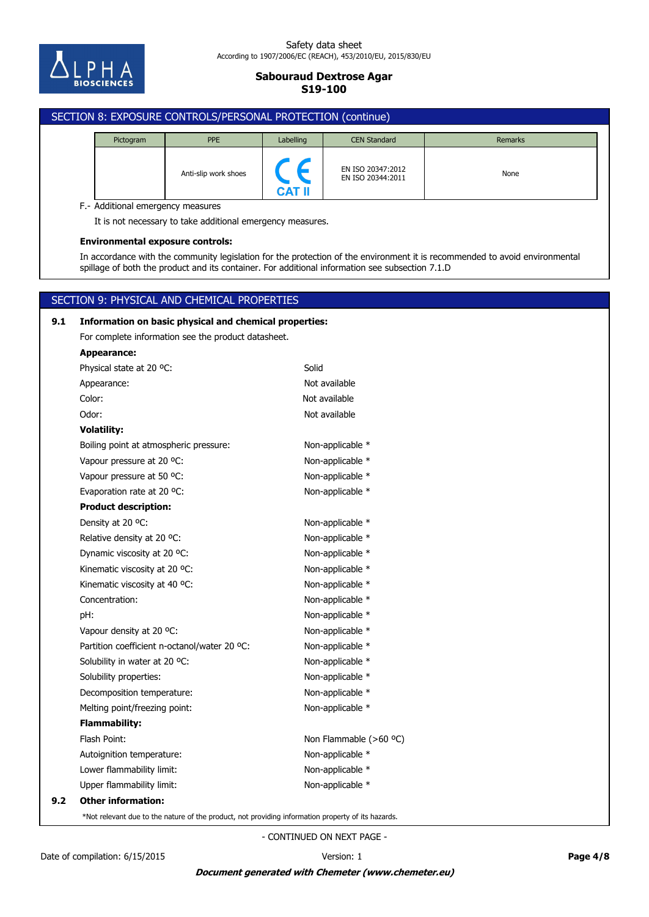## SECTION 8: EXPOSURE CONTROLS/PERSONAL PROTECTION (continue)

| Pictogram | PPE | Labelling | CEN Standard | Remarks |
|---|---|---|---|---|
| | Anti-slip work shoes | CE CAT II | EN ISO 20347:2012 EN ISO 20344:2011 | None |

F.- Additional emergency measures

It is not necessary to take additional emergency measures.

**Environmental exposure controls:**

In accordance with the community legislation for the protection of the environment it is recommended to avoid environmental spillage of both the product and its container. For additional information see subsection 7.1.D

## SECTION 9: PHYSICAL AND CHEMICAL PROPERTIES

### 9.1 Information on basic physical and chemical properties:

For complete information see the product datasheet.

**Appearance:**

| | |
|---|---|
| Physical state at 20 ºC: | Solid |
| Appearance: | Not available |
| Color: | Not available |
| Odor: | Not available |
| **Volatility:** | |
| Boiling point at atmospheric pressure: | Non-applicable * |
| Vapour pressure at 20 ºC: | Non-applicable * |
| Vapour pressure at 50 ºC: | Non-applicable * |
| Evaporation rate at 20 ºC: | Non-applicable * |
| **Product description:** | |
| Density at 20 ºC: | Non-applicable * |
| Relative density at 20 ºC: | Non-applicable * |
| Dynamic viscosity at 20 ºC: | Non-applicable * |
| Kinematic viscosity at 20 ºC: | Non-applicable * |
| Kinematic viscosity at 40 ºC: | Non-applicable * |
| Concentration: | Non-applicable * |
| pH: | Non-applicable * |
| Vapour density at 20 ºC: | Non-applicable * |
| Partition coefficient n-octanol/water 20 ºC: | Non-applicable * |
| Solubility in water at 20 ºC: | Non-applicable * |
| Solubility properties: | Non-applicable * |
| Decomposition temperature: | Non-applicable * |
| Melting point/freezing point: | Non-applicable * |
| **Flammability:** | |
| Flash Point: | Non Flammable (>60 ºC) |
| Autoignition temperature: | Non-applicable * |
| Lower flammability limit: | Non-applicable * |
| Upper flammability limit: | Non-applicable * |

### 9.2 Other information:

*Not relevant due to the nature of the product, not providing information property of its hazards.

- CONTINUED ON NEXT PAGE -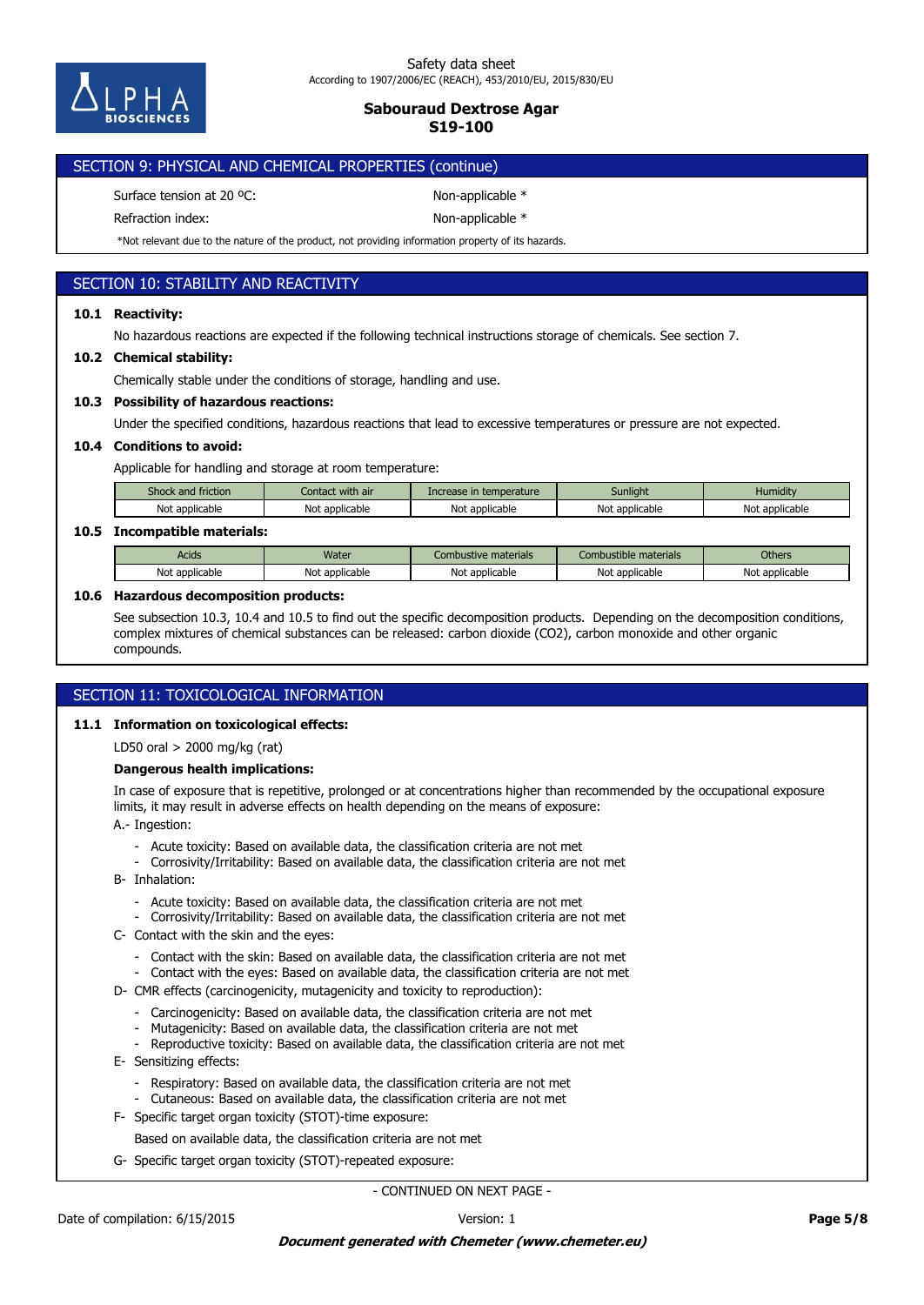## SECTION 9: PHYSICAL AND CHEMICAL PROPERTIES (continue)

Surface tension at 20 ºC: Non-applicable *

Refraction index: Non-applicable *

*Not relevant due to the nature of the product, not providing information property of its hazards.

## SECTION 10: STABILITY AND REACTIVITY

**10.1 Reactivity:**

No hazardous reactions are expected if the following technical instructions storage of chemicals. See section 7.

**10.2 Chemical stability:**

Chemically stable under the conditions of storage, handling and use.

**10.3 Possibility of hazardous reactions:**

Under the specified conditions, hazardous reactions that lead to excessive temperatures or pressure are not expected.

**10.4 Conditions to avoid:**

Applicable for handling and storage at room temperature:

| Shock and friction | Contact with air | Increase in temperature | Sunlight | Humidity |
|---|---|---|---|---|
| Not applicable | Not applicable | Not applicable | Not applicable | Not applicable |

**10.5 Incompatible materials:**

| Acids | Water | Combustive materials | Combustible materials | Others |
|---|---|---|---|---|
| Not applicable | Not applicable | Not applicable | Not applicable | Not applicable |

**10.6 Hazardous decomposition products:**

See subsection 10.3, 10.4 and 10.5 to find out the specific decomposition products. Depending on the decomposition conditions, complex mixtures of chemical substances can be released: carbon dioxide ($CO_2$), carbon monoxide and other organic compounds.

## SECTION 11: TOXICOLOGICAL INFORMATION

**11.1 Information on toxicological effects:**

LD50 oral > 2000 mg/kg (rat)

**Dangerous health implications:**

In case of exposure that is repetitive, prolonged or at concentrations higher than recommended by the occupational exposure limits, it may result in adverse effects on health depending on the means of exposure:

A.- Ingestion:

- Acute toxicity: Based on available data, the classification criteria are not met
- Corrosivity/Irritability: Based on available data, the classification criteria are not met

B- Inhalation:

- Acute toxicity: Based on available data, the classification criteria are not met
- Corrosivity/Irritability: Based on available data, the classification criteria are not met

C- Contact with the skin and the eyes:

- Contact with the skin: Based on available data, the classification criteria are not met
- Contact with the eyes: Based on available data, the classification criteria are not met

D- CMR effects (carcinogenicity, mutagenicity and toxicity to reproduction):

- Carcinogenicity: Based on available data, the classification criteria are not met
- Mutagenicity: Based on available data, the classification criteria are not met
- Reproductive toxicity: Based on available data, the classification criteria are not met

E- Sensitizing effects:

- Respiratory: Based on available data, the classification criteria are not met
- Cutaneous: Based on available data, the classification criteria are not met

F- Specific target organ toxicity (STOT)-time exposure:

Based on available data, the classification criteria are not met

G- Specific target organ toxicity (STOT)-repeated exposure:

- CONTINUED ON NEXT PAGE -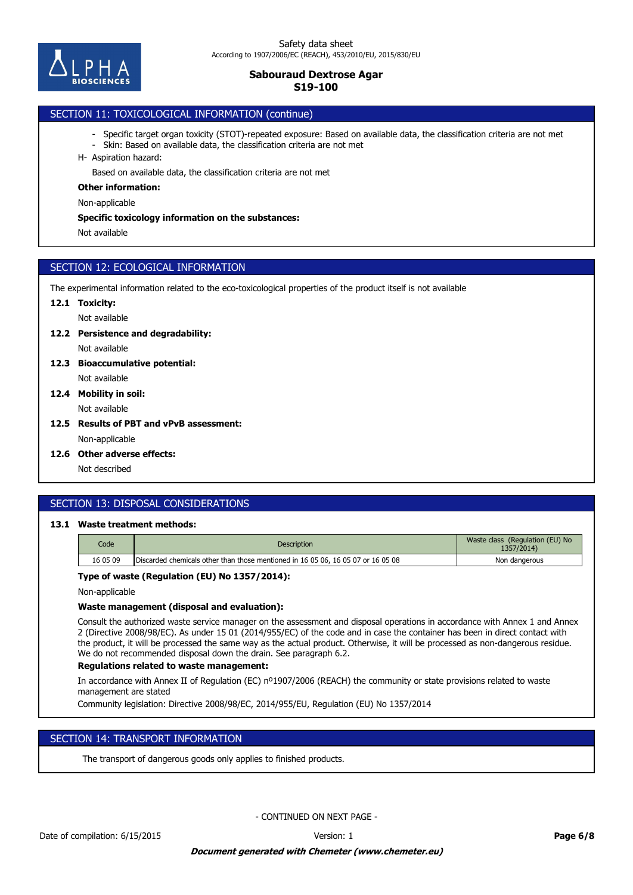## SECTION 11: TOXICOLOGICAL INFORMATION (continue)

- Specific target organ toxicity (STOT)-repeated exposure: Based on available data, the classification criteria are not met
- Skin: Based on available data, the classification criteria are not met

H- Aspiration hazard:

Based on available data, the classification criteria are not met

**Other information:**

Non-applicable

**Specific toxicology information on the substances:**

Not available

## SECTION 12: ECOLOGICAL INFORMATION

The experimental information related to the eco-toxicological properties of the product itself is not available

**12.1 Toxicity:**

Not available

**12.2 Persistence and degradability:**

Not available

**12.3 Bioaccumulative potential:**

Not available

**12.4 Mobility in soil:**

Not available

**12.5 Results of PBT and vPvB assessment:**

Non-applicable

**12.6 Other adverse effects:**

Not described

## SECTION 13: DISPOSAL CONSIDERATIONS

**13.1 Waste treatment methods:**

| Code | Description | Waste class (Regulation (EU) No 1357/2014) |
|---|---|---|
| 16 05 09 | Discarded chemicals other than those mentioned in 16 05 06, 16 05 07 or 16 05 08 | Non dangerous |

**Type of waste (Regulation (EU) No 1357/2014):**

Non-applicable

**Waste management (disposal and evaluation):**

Consult the authorized waste service manager on the assessment and disposal operations in accordance with Annex 1 and Annex 2 (Directive 2008/98/EC). As under 15 01 (2014/955/EC) of the code and in case the container has been in direct contact with the product, it will be processed the same way as the actual product. Otherwise, it will be processed as non-dangerous residue. We do not recommended disposal down the drain. See paragraph 6.2.

**Regulations related to waste management:**

In accordance with Annex II of Regulation (EC) nº1907/2006 (REACH) the community or state provisions related to waste management are stated

Community legislation: Directive 2008/98/EC, 2014/955/EU, Regulation (EU) No 1357/2014

## SECTION 14: TRANSPORT INFORMATION

The transport of dangerous goods only applies to finished products.

- CONTINUED ON NEXT PAGE -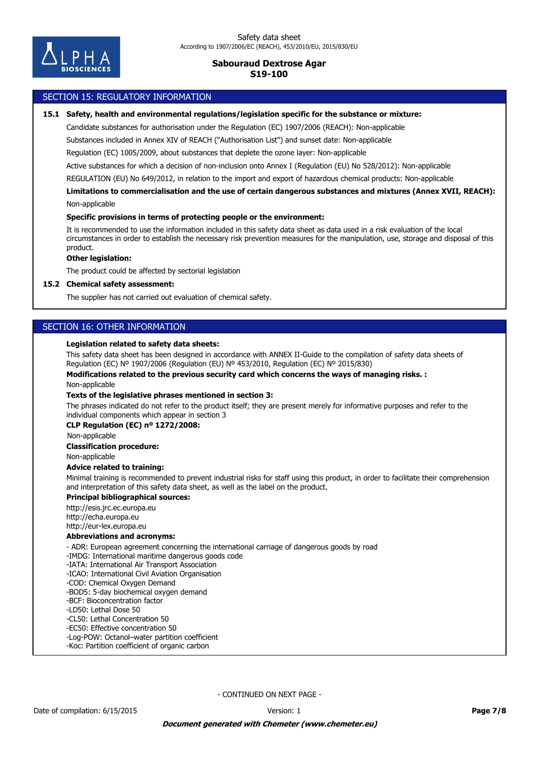## SECTION 15: REGULATORY INFORMATION

**15.1 Safety, health and environmental regulations/legislation specific for the substance or mixture:**

Candidate substances for authorisation under the Regulation (EC) 1907/2006 (REACH): Non-applicable

Substances included in Annex XIV of REACH ("Authorisation List") and sunset date: Non-applicable

Regulation (EC) 1005/2009, about substances that deplete the ozone layer: Non-applicable

Active substances for which a decision of non-inclusion onto Annex I (Regulation (EU) No 528/2012): Non-applicable

REGULATION (EU) No 649/2012, in relation to the import and export of hazardous chemical products: Non-applicable

**Limitations to commercialisation and the use of certain dangerous substances and mixtures (Annex XVII, REACH):**

Non-applicable

**Specific provisions in terms of protecting people or the environment:**

It is recommended to use the information included in this safety data sheet as data used in a risk evaluation of the local circumstances in order to establish the necessary risk prevention measures for the manipulation, use, storage and disposal of this product.

**Other legislation:**

The product could be affected by sectorial legislation

**15.2 Chemical safety assessment:**

The supplier has not carried out evaluation of chemical safety.

## SECTION 16: OTHER INFORMATION

**Legislation related to safety data sheets:**

This safety data sheet has been designed in accordance with ANNEX II-Guide to the compilation of safety data sheets of Regulation (EC) Nº 1907/2006 (Regulation (EU) Nº 453/2010, Regulation (EC) Nº 2015/830)

**Modifications related to the previous security card which concerns the ways of managing risks. :**

Non-applicable

**Texts of the legislative phrases mentioned in section 3:**

The phrases indicated do not refer to the product itself; they are present merely for informative purposes and refer to the individual components which appear in section 3

**CLP Regulation (EC) nº 1272/2008:**

Non-applicable

**Classification procedure:**

Non-applicable

**Advice related to training:**

Minimal training is recommended to prevent industrial risks for staff using this product, in order to facilitate their comprehension and interpretation of this safety data sheet, as well as the label on the product.

**Principal bibliographical sources:**

http://esis.jrc.ec.europa.eu
http://echa.europa.eu
http://eur-lex.europa.eu

**Abbreviations and acronyms:**

- ADR: European agreement concerning the international carriage of dangerous goods by road
-IMDG: International maritime dangerous goods code
-IATA: International Air Transport Association
-ICAO: International Civil Aviation Organisation
-COD: Chemical Oxygen Demand
-BOD5: 5-day biochemical oxygen demand
-BCF: Bioconcentration factor
-LD50: Lethal Dose 50
-CL50: Lethal Concentration 50
-EC50: Effective concentration 50
-Log-POW: Octanol–water partition coefficient
-Koc: Partition coefficient of organic carbon

- CONTINUED ON NEXT PAGE -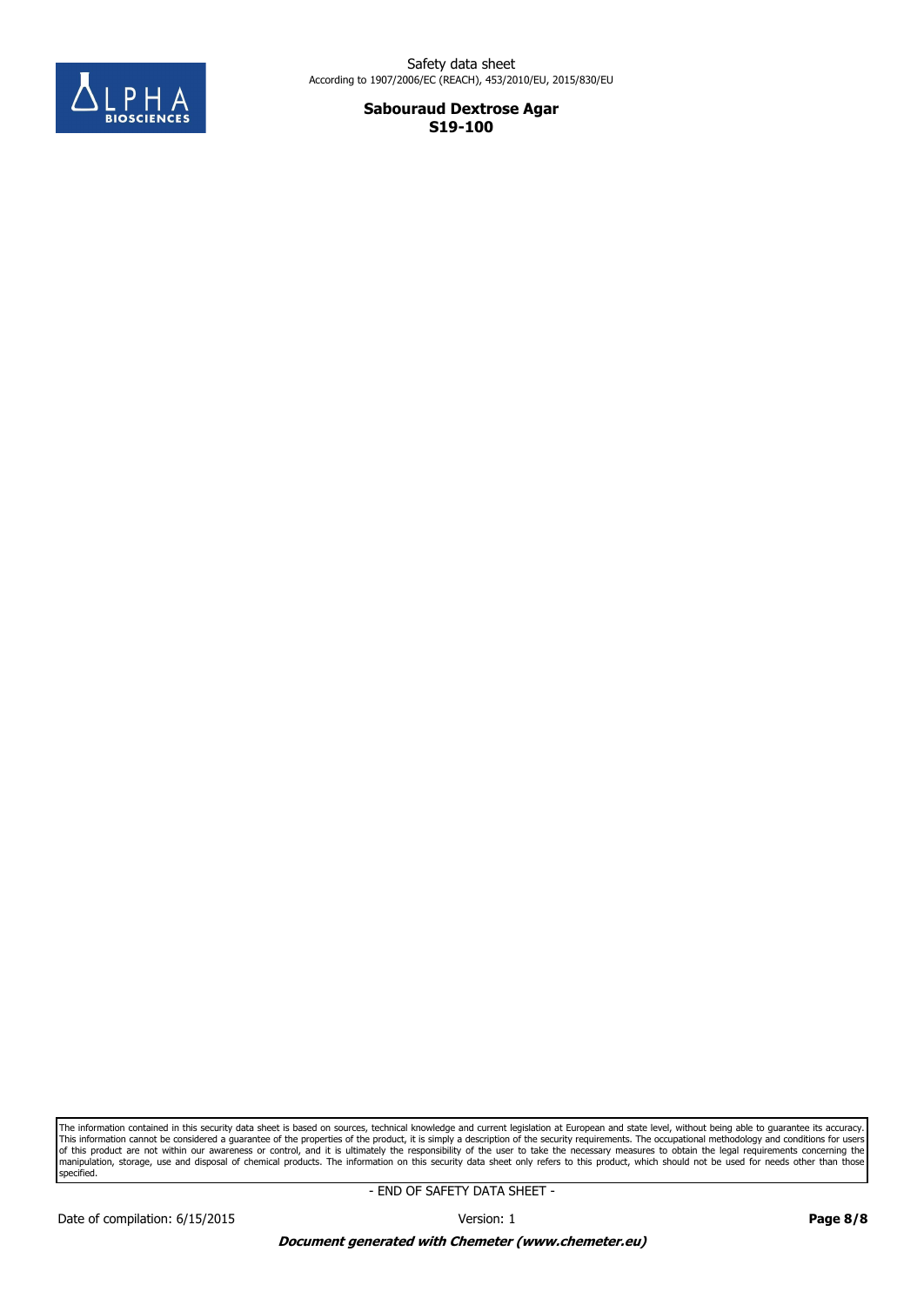The information contained in this security data sheet is based on sources, technical knowledge and current legislation at European and state level, without being able to guarantee its accuracy. This information cannot be considered a guarantee of the properties of the product, it is simply a description of the security requirements. The occupational methodology and conditions for users of this product are not within our awareness or control, and it is ultimately the responsibility of the user to take the necessary measures to obtain the legal requirements concerning the manipulation, storage, use and disposal of chemical products. The information on this security data sheet only refers to this product, which should not be used for needs other than those specified.

- END OF SAFETY DATA SHEET -